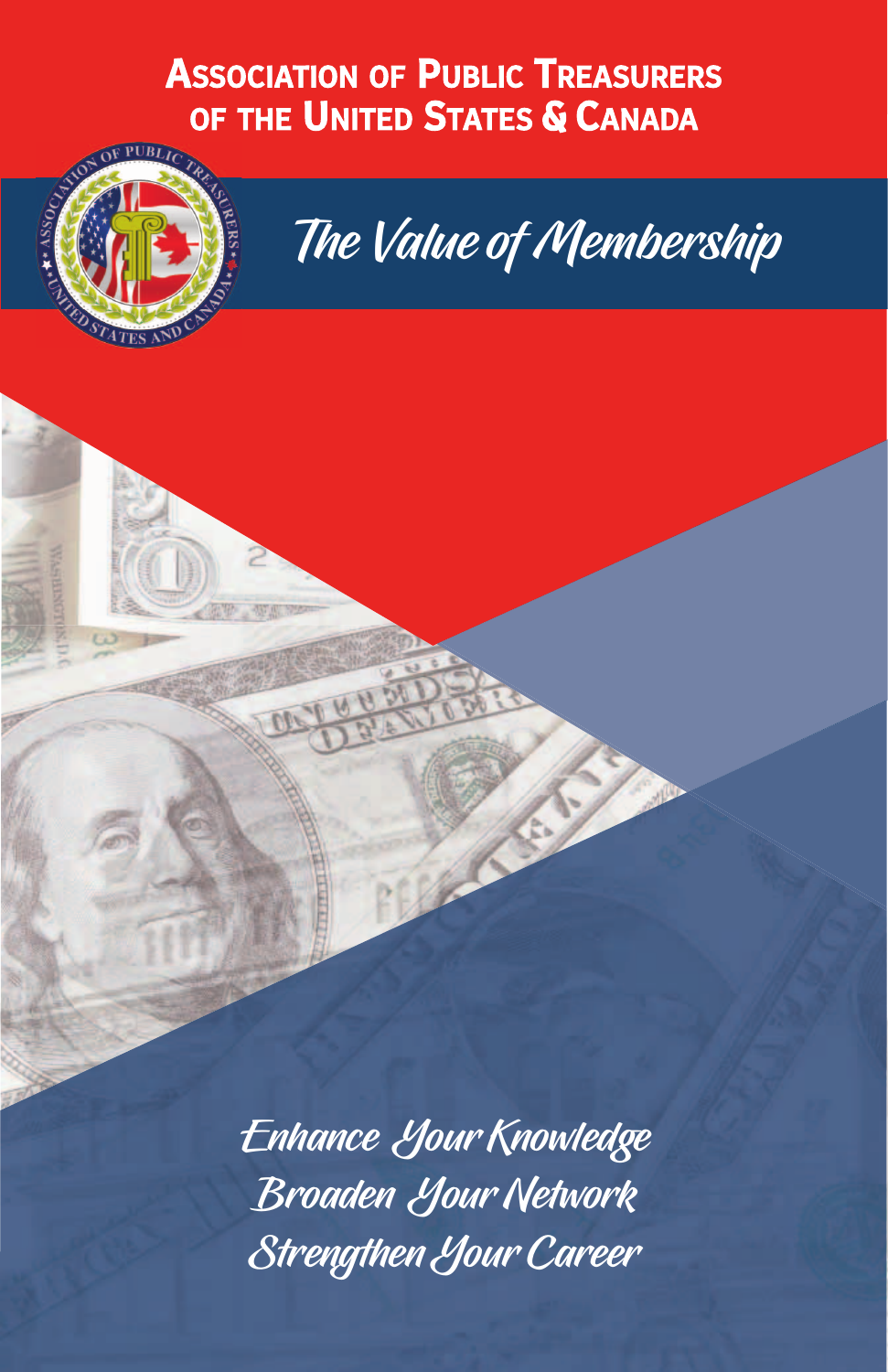# Association of Public Treasurers of the United States & Canada

## *The Value of Membership*

*Enhance Your Knowledge*
*Broaden Your Network*
*Strengthen Your Career*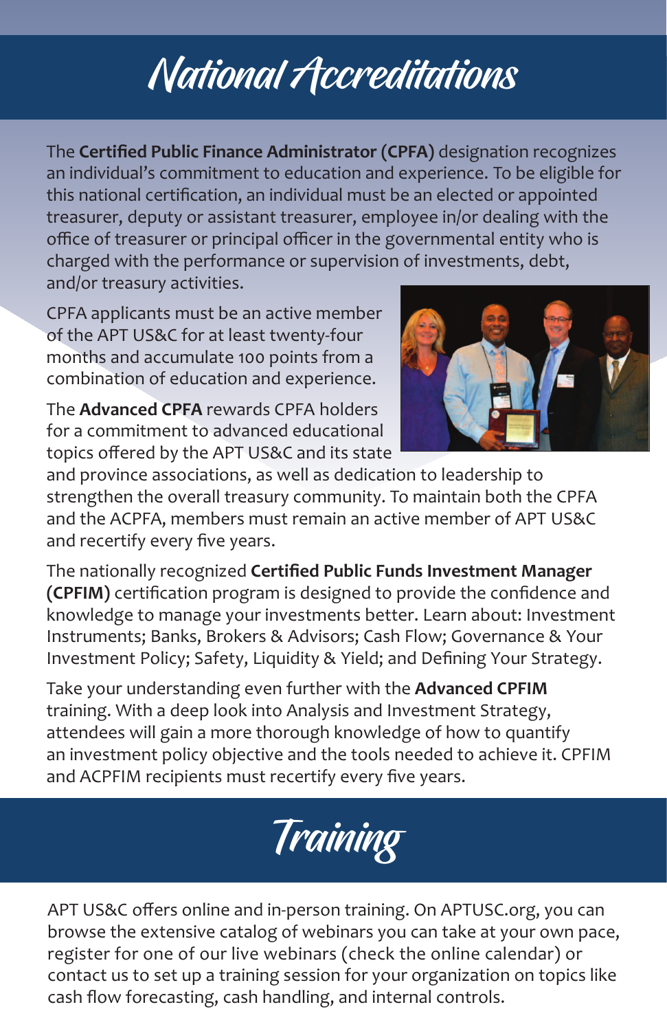# National Accreditations

The **Certified Public Finance Administrator (CPFA)** designation recognizes an individual's commitment to education and experience. To be eligible for this national certification, an individual must be an elected or appointed treasurer, deputy or assistant treasurer, employee in/or dealing with the office of treasurer or principal officer in the governmental entity who is charged with the performance or supervision of investments, debt, and/or treasury activities.

CPFA applicants must be an active member of the APT US&C for at least twenty-four months and accumulate 100 points from a combination of education and experience.

The **Advanced CPFA** rewards CPFA holders for a commitment to advanced educational topics offered by the APT US&C and its state and province associations, as well as dedication to leadership to strengthen the overall treasury community. To maintain both the CPFA and the ACPFA, members must remain an active member of APT US&C and recertify every five years.

The nationally recognized **Certified Public Funds Investment Manager (CPFIM)** certification program is designed to provide the confidence and knowledge to manage your investments better. Learn about: Investment Instruments; Banks, Brokers & Advisors; Cash Flow; Governance & Your Investment Policy; Safety, Liquidity & Yield; and Defining Your Strategy.

Take your understanding even further with the **Advanced CPFIM** training. With a deep look into Analysis and Investment Strategy, attendees will gain a more thorough knowledge of how to quantify an investment policy objective and the tools needed to achieve it. CPFIM and ACPFIM recipients must recertify every five years.

# Training

APT US&C offers online and in-person training. On APTUSC.org, you can browse the extensive catalog of webinars you can take at your own pace, register for one of our live webinars (check the online calendar) or contact us to set up a training session for your organization on topics like cash flow forecasting, cash handling, and internal controls.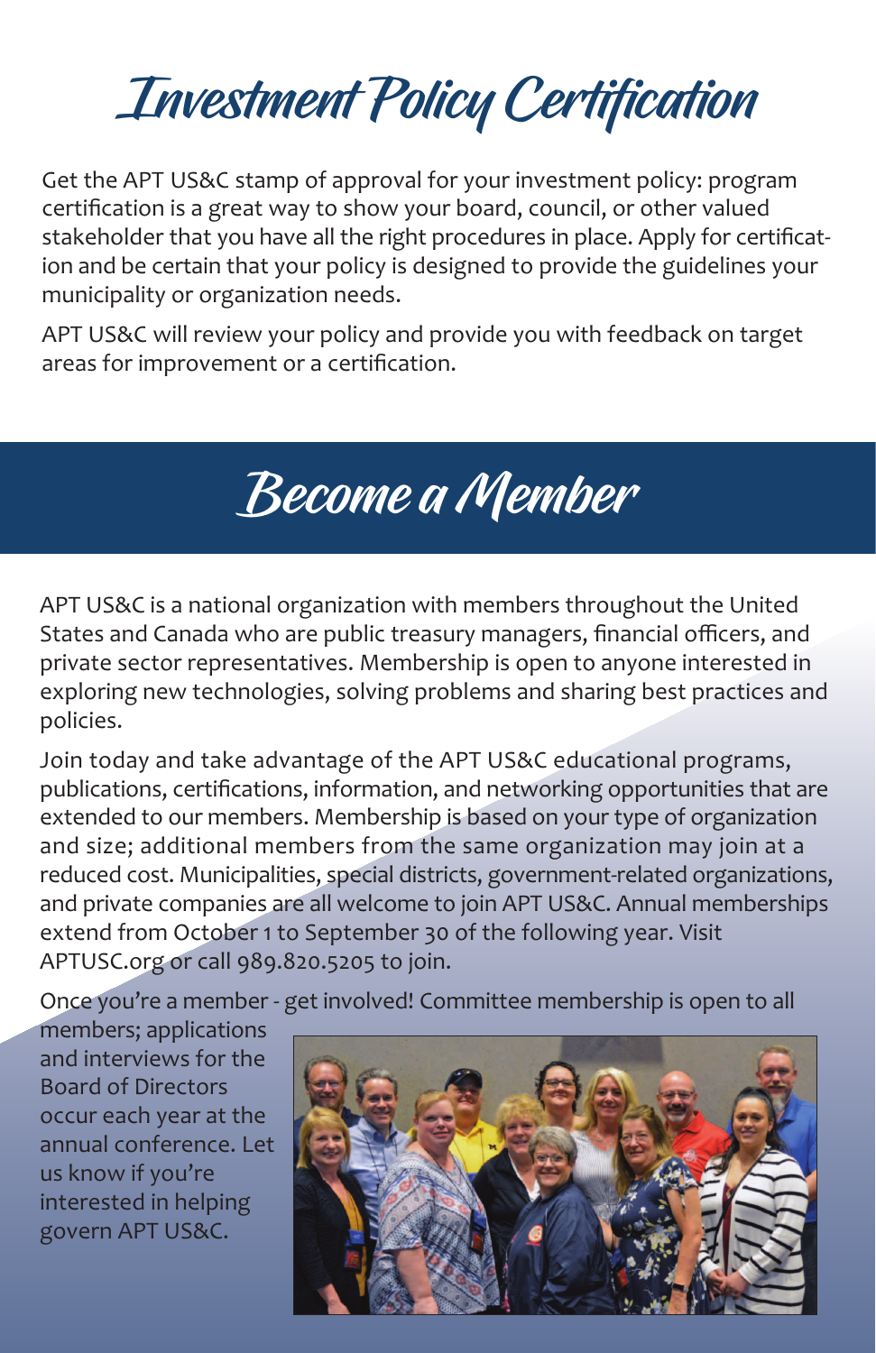# Investment Policy Certification

Get the APT US&C stamp of approval for your investment policy: program certification is a great way to show your board, council, or other valued stakeholder that you have all the right procedures in place. Apply for certification and be certain that your policy is designed to provide the guidelines your municipality or organization needs.

APT US&C will review your policy and provide you with feedback on target areas for improvement or a certification.

# Become a Member

APT US&C is a national organization with members throughout the United States and Canada who are public treasury managers, financial officers, and private sector representatives. Membership is open to anyone interested in exploring new technologies, solving problems and sharing best practices and policies.

Join today and take advantage of the APT US&C educational programs, publications, certifications, information, and networking opportunities that are extended to our members. Membership is based on your type of organization and size; additional members from the same organization may join at a reduced cost. Municipalities, special districts, government-related organizations, and private companies are all welcome to join APT US&C. Annual memberships extend from October 1 to September 30 of the following year. Visit APTUSC.org or call 989.820.5205 to join.

Once you're a member - get involved! Committee membership is open to all members; applications and interviews for the Board of Directors occur each year at the annual conference. Let us know if you're interested in helping govern APT US&C.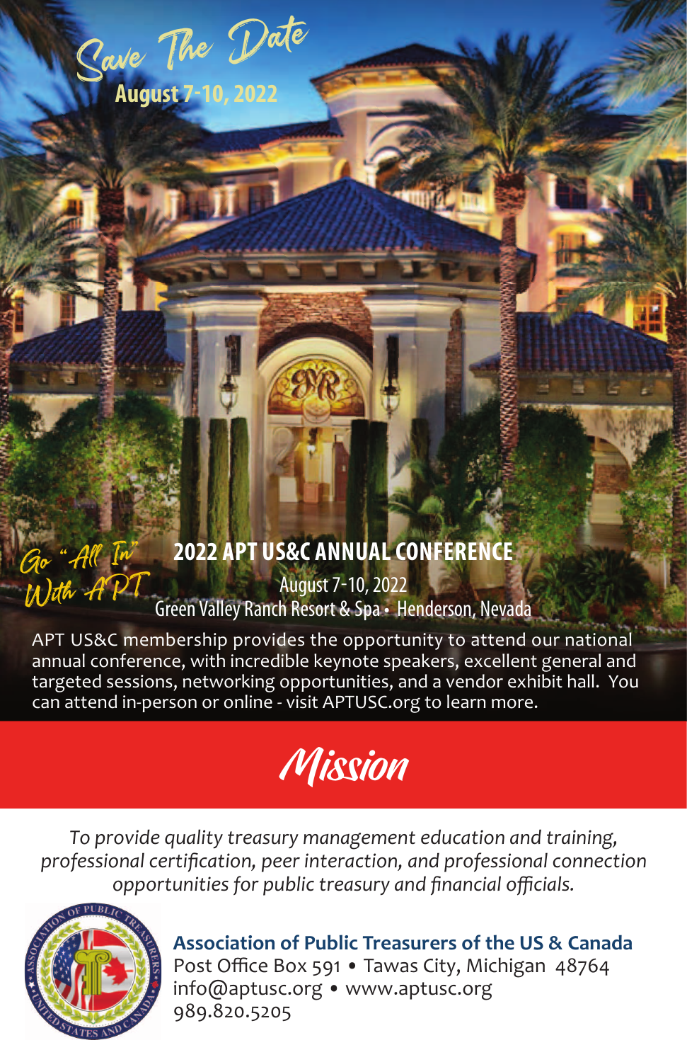Save The Date

August 7-10, 2022

Go "All In" With APT

## 2022 APT US&C ANNUAL CONFERENCE

August 7-10, 2022

Green Valley Ranch Resort & Spa • Henderson, Nevada

APT US&C membership provides the opportunity to attend our national annual conference, with incredible keynote speakers, excellent general and targeted sessions, networking opportunities, and a vendor exhibit hall. You can attend in-person or online - visit APTUSC.org to learn more.

## Mission

*To provide quality treasury management education and training, professional certification, peer interaction, and professional connection opportunities for public treasury and financial officials.*

**Association of Public Treasurers of the US & Canada**

Post Office Box 591 • Tawas City, Michigan 48764

info@aptusc.org • www.aptusc.org

989.820.5205